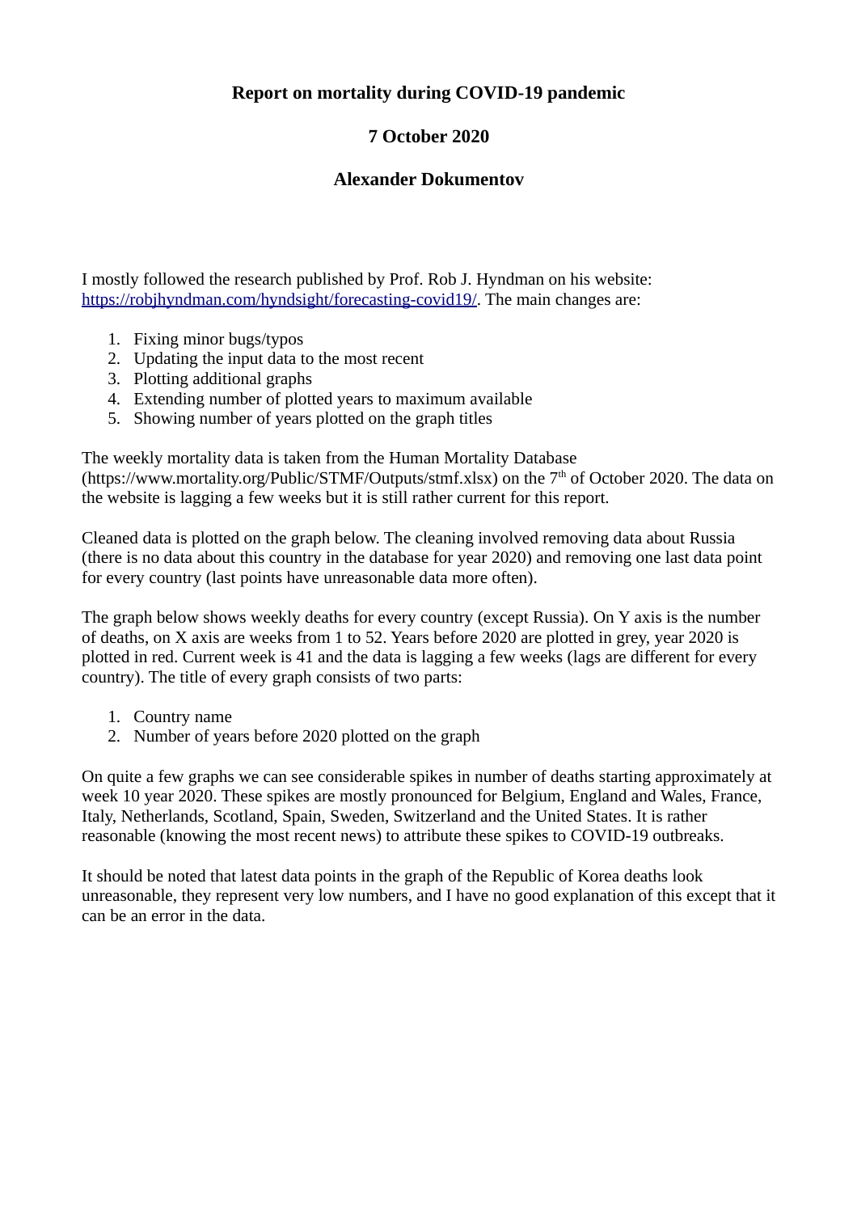# Report on mortality during COVID-19 pandemic

**7 October 2020**

**Alexander Dokumentov**

I mostly followed the research published by Prof. Rob J. Hyndman on his website: [https://robjhyndman.com/hyndsight/forecasting-covid19/](https://robjhyndman.com/hyndsight/forecasting-covid19/). The main changes are:

1. Fixing minor bugs/typos
2. Updating the input data to the most recent
3. Plotting additional graphs
4. Extending number of plotted years to maximum available
5. Showing number of years plotted on the graph titles

The weekly mortality data is taken from the Human Mortality Database (https://www.mortality.org/Public/STMF/Outputs/stmf.xlsx) on the 7th of October 2020. The data on the website is lagging a few weeks but it is still rather current for this report.

Cleaned data is plotted on the graph below. The cleaning involved removing data about Russia (there is no data about this country in the database for year 2020) and removing one last data point for every country (last points have unreasonable data more often).

The graph below shows weekly deaths for every country (except Russia). On Y axis is the number of deaths, on X axis are weeks from 1 to 52. Years before 2020 are plotted in grey, year 2020 is plotted in red. Current week is 41 and the data is lagging a few weeks (lags are different for every country). The title of every graph consists of two parts:

1. Country name
2. Number of years before 2020 plotted on the graph

On quite a few graphs we can see considerable spikes in number of deaths starting approximately at week 10 year 2020. These spikes are mostly pronounced for Belgium, England and Wales, France, Italy, Netherlands, Scotland, Spain, Sweden, Switzerland and the United States. It is rather reasonable (knowing the most recent news) to attribute these spikes to COVID-19 outbreaks.

It should be noted that latest data points in the graph of the Republic of Korea deaths look unreasonable, they represent very low numbers, and I have no good explanation of this except that it can be an error in the data.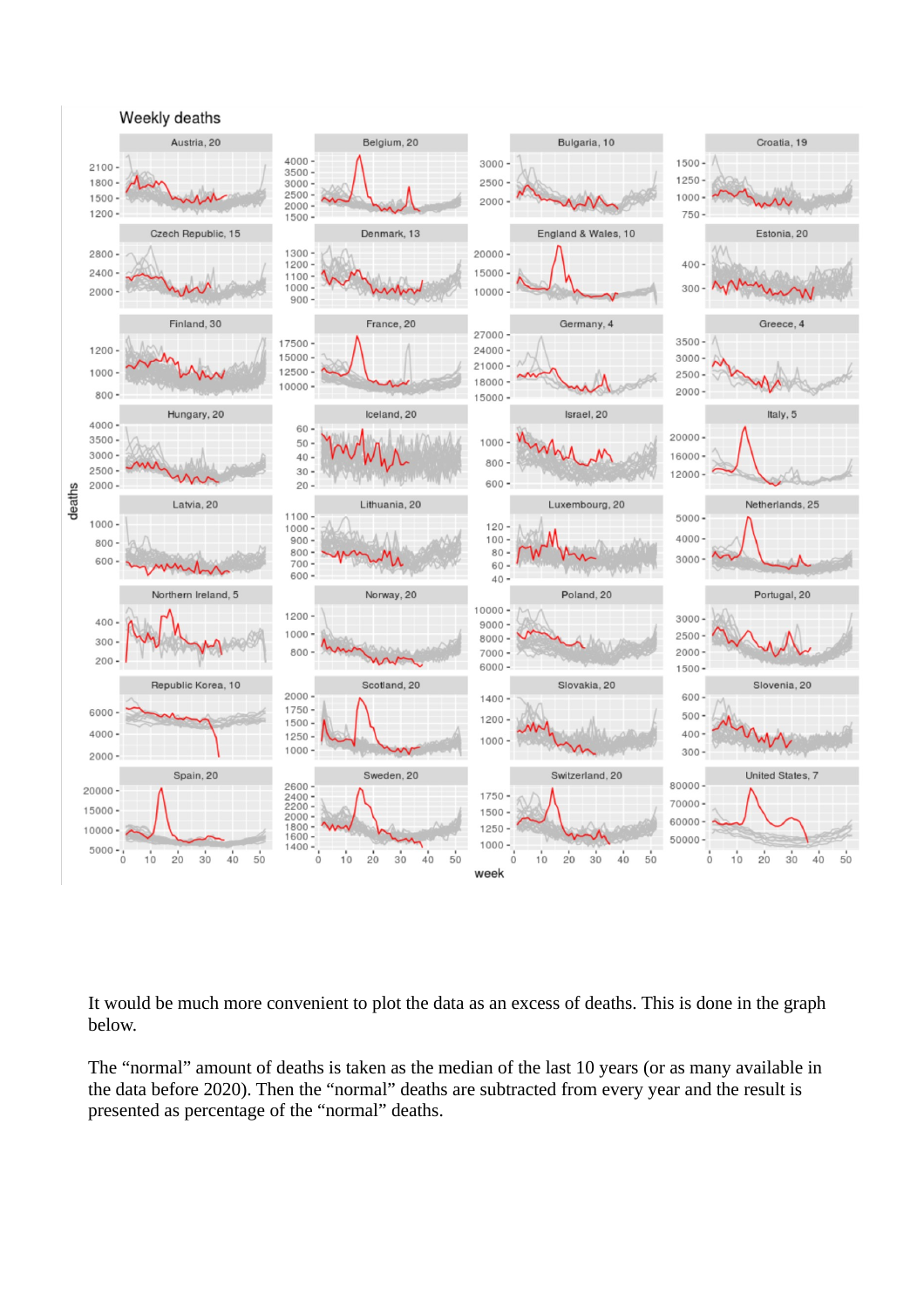It would be much more convenient to plot the data as an excess of deaths. This is done in the graph below.

The “normal” amount of deaths is taken as the median of the last 10 years (or as many available in the data before 2020). Then the “normal” deaths are subtracted from every year and the result is presented as percentage of the “normal” deaths.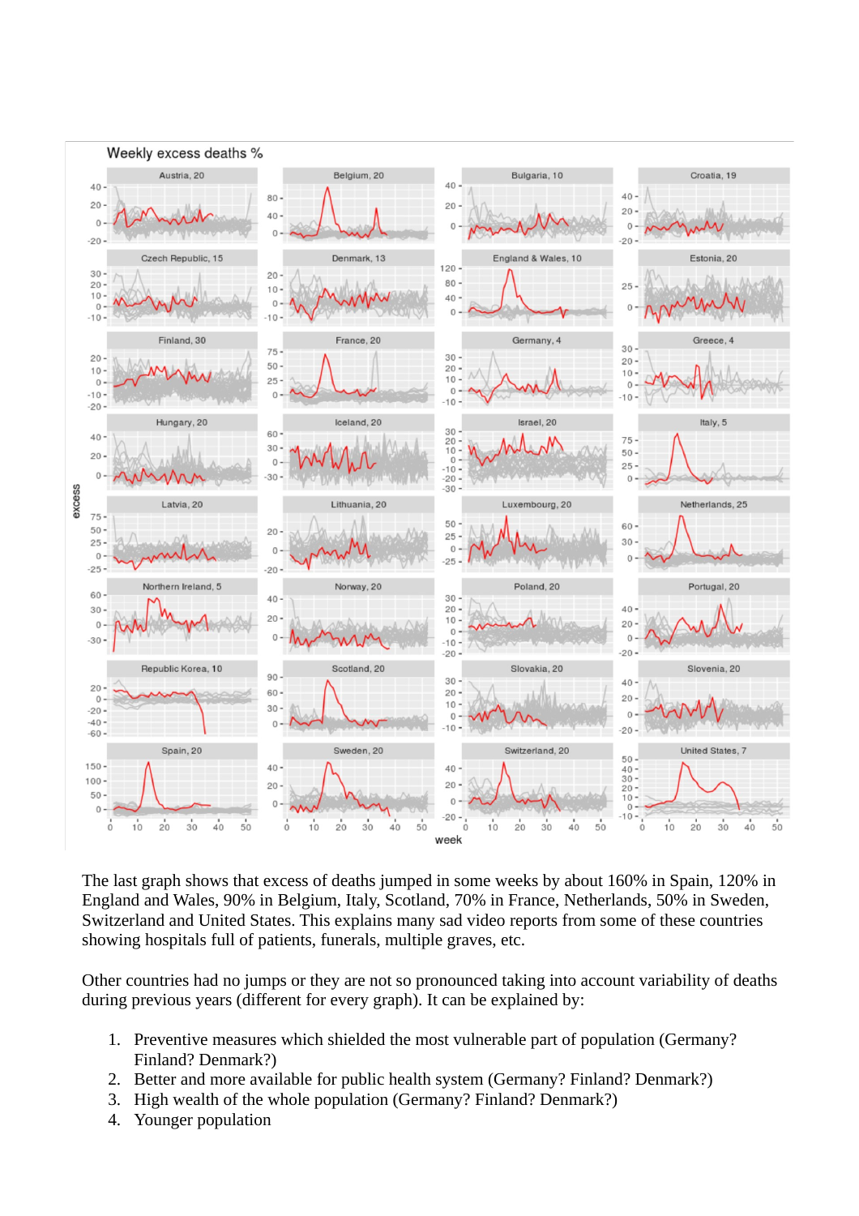The last graph shows that excess of deaths jumped in some weeks by about 160% in Spain, 120% in England and Wales, 90% in Belgium, Italy, Scotland, 70% in France, Netherlands, 50% in Sweden, Switzerland and United States. This explains many sad video reports from some of these countries showing hospitals full of patients, funerals, multiple graves, etc.

Other countries had no jumps or they are not so pronounced taking into account variability of deaths during previous years (different for every graph). It can be explained by:

1. Preventive measures which shielded the most vulnerable part of population (Germany? Finland? Denmark?)
2. Better and more available for public health system (Germany? Finland? Denmark?)
3. High wealth of the whole population (Germany? Finland? Denmark?)
4. Younger population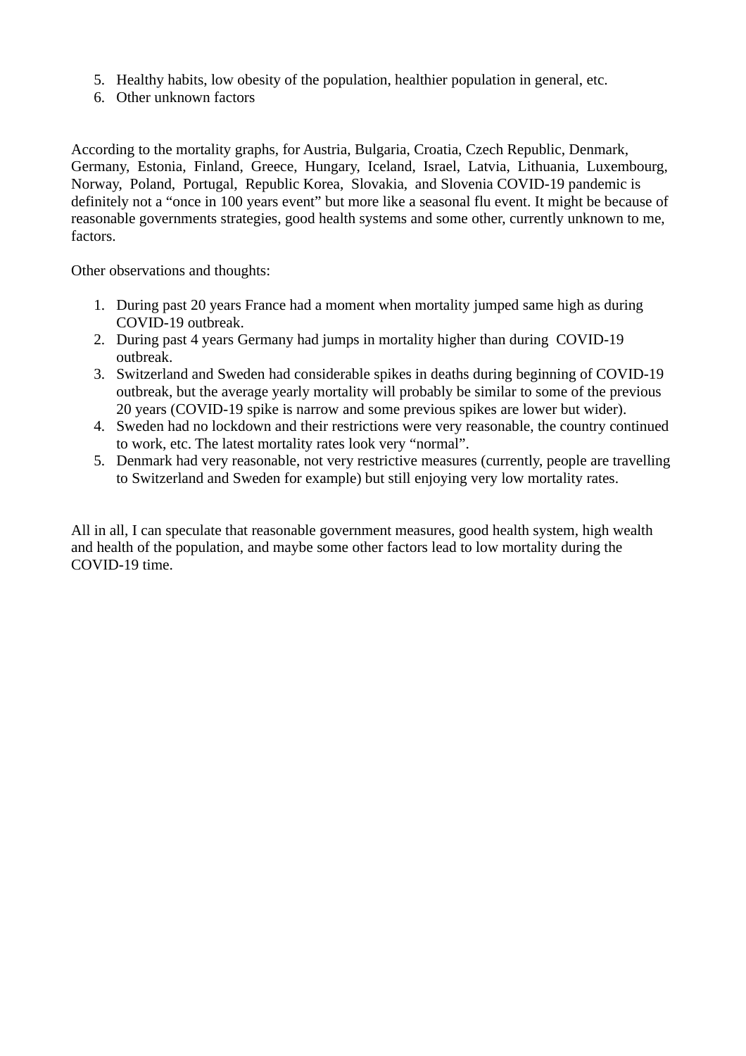5. Healthy habits, low obesity of the population, healthier population in general, etc.
6. Other unknown factors

According to the mortality graphs, for Austria, Bulgaria, Croatia, Czech Republic, Denmark, Germany, Estonia, Finland, Greece, Hungary, Iceland, Israel, Latvia, Lithuania, Luxembourg, Norway, Poland, Portugal, Republic Korea, Slovakia, and Slovenia COVID-19 pandemic is definitely not a "once in 100 years event" but more like a seasonal flu event. It might be because of reasonable governments strategies, good health systems and some other, currently unknown to me, factors.

Other observations and thoughts:

1. During past 20 years France had a moment when mortality jumped same high as during COVID-19 outbreak.
2. During past 4 years Germany had jumps in mortality higher than during COVID-19 outbreak.
3. Switzerland and Sweden had considerable spikes in deaths during beginning of COVID-19 outbreak, but the average yearly mortality will probably be similar to some of the previous 20 years (COVID-19 spike is narrow and some previous spikes are lower but wider).
4. Sweden had no lockdown and their restrictions were very reasonable, the country continued to work, etc. The latest mortality rates look very "normal".
5. Denmark had very reasonable, not very restrictive measures (currently, people are travelling to Switzerland and Sweden for example) but still enjoying very low mortality rates.

All in all, I can speculate that reasonable government measures, good health system, high wealth and health of the population, and maybe some other factors lead to low mortality during the COVID-19 time.